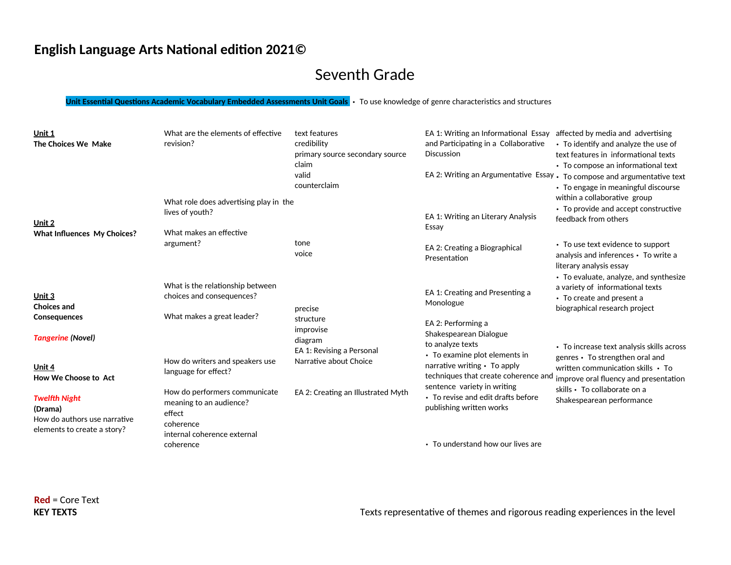# English Language Arts National edition 2021©

## Seventh Grade

| Unit | Essential Questions | Academic Vocabulary | Embedded Assessments | Unit Goals |
| --- | --- | --- | --- | --- |
| **Unit 1** **The Choices We Make** | What are the elements of effective revision? What role does advertising play in the lives of youth? What makes an effective argument? | text features credibility primary source secondary source claim valid counterclaim | EA 1: Writing an Informational Essay and Participating in a Collaborative Discussion EA 2: Writing an Argumentative Essay | • To use knowledge of genre characteristics and structures • To understand how our lives are affected by media and advertising • To identify and analyze the use of text features in informational texts • To compose an informational text • To compose and argumentative text • To engage in meaningful discourse within a collaborative group • To provide and accept constructive feedback from others |
| **Unit 2** **What Influences My Choices?** | What is the relationship between choices and consequences? What makes a great leader? | tone voice | EA 1: Writing an Literary Analysis Essay EA 2: Creating a Biographical Presentation | • To use text evidence to support analysis and inferences • To write a literary analysis essay • To evaluate, analyze, and synthesize a variety of informational texts • To create and present a biographical research project |
| **Unit 3** **Choices and Consequences** *Tangerine* ***(Novel)*** | How do writers and speakers use language for effect? How do authors use narrative elements to create a story? | precise structure improvise diagram | EA 1: Revising a Personal Narrative about Choice EA 2: Creating an Illustrated Myth | • To analyze texts • To examine plot elements in narrative writing • To apply techniques that create coherence and sentence variety in writing • To revise and edit drafts before publishing written works |
| **Unit 4** **How We Choose to Act** *Twelfth Night* **(Drama)** | How do performers communicate meaning to an audience? | effect coherence internal coherence external coherence | EA 1: Creating and Presenting a Monologue EA 2: Performing a Shakespearean Dialogue | • To increase text analysis skills across genres • To strengthen oral and written communication skills • To improve oral fluency and presentation skills • To collaborate on a Shakespearean performance |

**Red** = Core Text

**KEY TEXTS**

Texts representative of themes and rigorous reading experiences in the level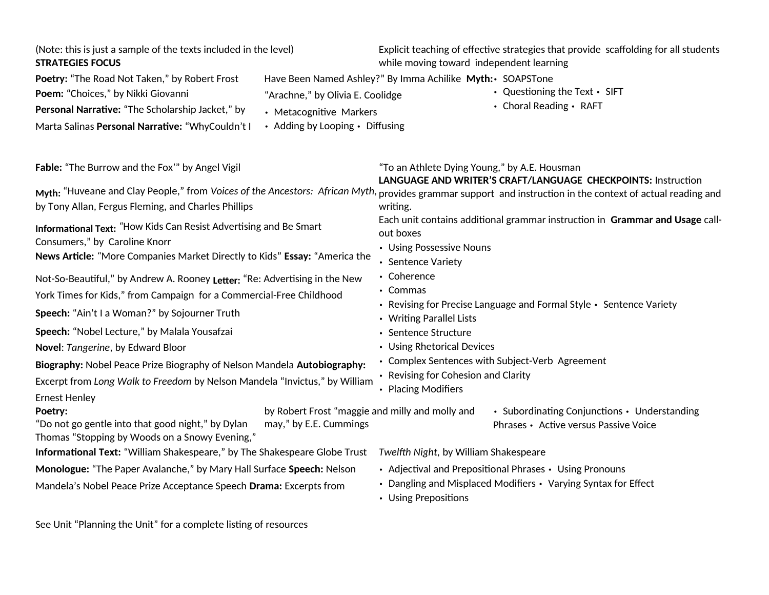(Note: this is just a sample of the texts included in the level)

**STRATEGIES FOCUS**

**Poetry:** "The Road Not Taken," by Robert Frost

**Poem:** "Choices," by Nikki Giovanni

**Personal Narrative:** "The Scholarship Jacket," by Marta Salinas

**Personal Narrative:** "WhyCouldn't I Have Been Named Ashley?" By Imma Achilike

**Myth:** "Arachne," by Olivia E. Coolidge

**Fable:** "The Burrow and the Fox'" by Angel Vigil

**Myth:** "Huveane and Clay People," from *Voices of the Ancestors: African Myth*, by Tony Allan, Fergus Fleming, and Charles Phillips

**Informational Text:** "How Kids Can Resist Advertising and Be Smart Consumers," by Caroline Knorr

**News Article:** "More Companies Market Directly to Kids"

**Essay:** "America the Not-So-Beautiful," by Andrew A. Rooney

**Letter:** "Re: Advertising in the New York Times for Kids," from Campaign for a Commercial-Free Childhood

**Speech:** "Ain't I a Woman?" by Sojourner Truth

**Speech:** "Nobel Lecture," by Malala Yousafzai

**Novel**: *Tangerine*, by Edward Bloor

**Biography:** Nobel Peace Prize Biography of Nelson Mandela

**Autobiography:** Excerpt from *Long Walk to Freedom* by Nelson Mandela "Invictus," by William Ernest Henley

**Poetry:**
"Do not go gentle into that good night," by Dylan Thomas "Stopping by Woods on a Snowy Evening," by Robert Frost "maggie and milly and molly and may," by E.E. Cummings

**Informational Text:** "William Shakespeare," by The Shakespeare Globe Trust

**Monologue:** "The Paper Avalanche," by Mary Hall Surface

**Speech:** Nelson Mandela's Nobel Peace Prize Acceptance Speech

**Drama:** Excerpts from *Twelfth Night*, by William Shakespeare

See Unit "Planning the Unit" for a complete listing of resources

Explicit teaching of effective strategies that provide scaffolding for all students while moving toward independent learning

- Metacognitive Markers
- Adding by Looping
- Diffusing
- SOAPSTone
- Questioning the Text
- SIFT
- Choral Reading
- RAFT

"To an Athlete Dying Young," by A.E. Housman

**LANGUAGE AND WRITER'S CRAFT/LANGUAGE CHECKPOINTS:** Instruction provides grammar support and instruction in the context of actual reading and writing.

Each unit contains additional grammar instruction in **Grammar and Usage** call-out boxes

- Using Possessive Nouns
- Sentence Variety
- Coherence
- Commas
- Revising for Precise Language and Formal Style
- Sentence Variety
- Writing Parallel Lists
- Sentence Structure
- Using Rhetorical Devices
- Complex Sentences with Subject-Verb Agreement
- Revising for Cohesion and Clarity
- Placing Modifiers
- Subordinating Conjunctions
- Understanding Phrases
- Active versus Passive Voice
- Adjectival and Prepositional Phrases
- Using Pronouns
- Dangling and Misplaced Modifiers
- Varying Syntax for Effect
- Using Prepositions